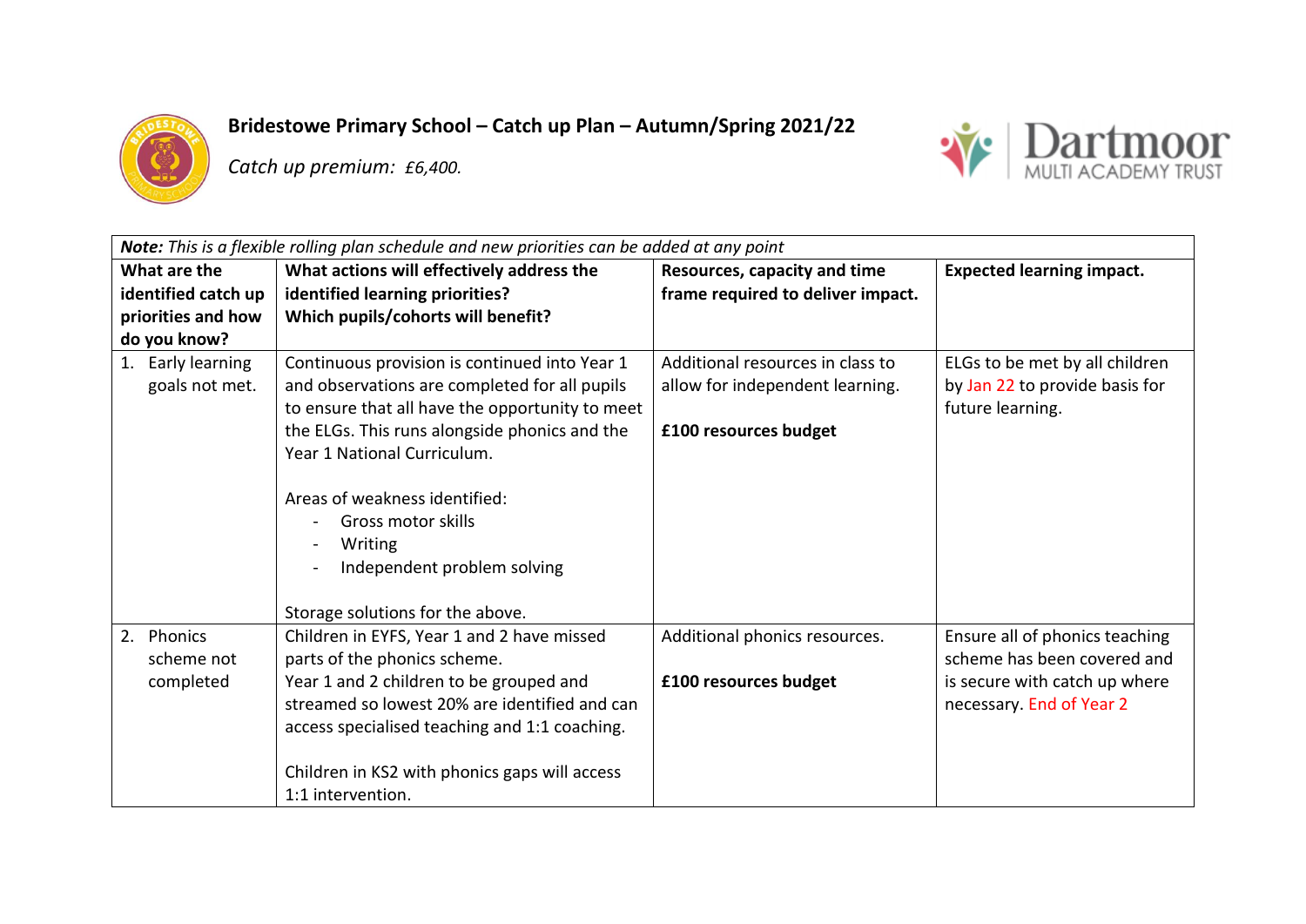# Bridestowe Primary School – Catch up Plan – Autumn/Spring 2021/22

*Catch up premium: £6,400.*

| ***Note:*** *This is a flexible rolling plan schedule and new priorities can be added at any point* | | | |
|---|---|---|---|
| **What are the identified catch up priorities and how do you know?** | **What actions will effectively address the identified learning priorities? Which pupils/cohorts will benefit?** | **Resources, capacity and time frame required to deliver impact.** | **Expected learning impact.** |
| 1. Early learning goals not met. | Continuous provision is continued into Year 1 and observations are completed for all pupils to ensure that all have the opportunity to meet the ELGs. This runs alongside phonics and the Year 1 National Curriculum.<br><br>Areas of weakness identified:<br>- Gross motor skills<br>- Writing<br>- Independent problem solving<br><br>Storage solutions for the above. | Additional resources in class to allow for independent learning.<br><br>**£100 resources budget** | ELGs to be met by all children by Jan 22 to provide basis for future learning. |
| 2. Phonics scheme not completed | Children in EYFS, Year 1 and 2 have missed parts of the phonics scheme.<br>Year 1 and 2 children to be grouped and streamed so lowest 20% are identified and can access specialised teaching and 1:1 coaching.<br><br>Children in KS2 with phonics gaps will access 1:1 intervention. | Additional phonics resources.<br><br>**£100 resources budget** | Ensure all of phonics teaching scheme has been covered and is secure with catch up where necessary. End of Year 2 |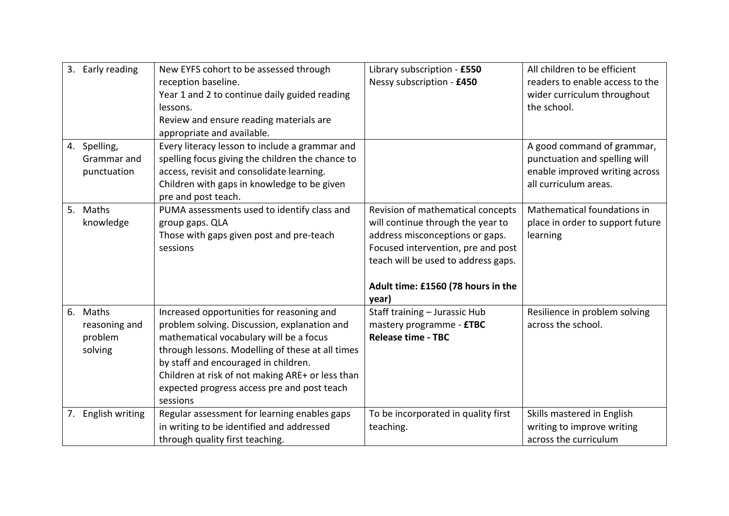| | | | |
|---|---|---|---|
| 3. Early reading | New EYFS cohort to be assessed through reception baseline.<br>Year 1 and 2 to continue daily guided reading lessons.<br>Review and ensure reading materials are appropriate and available. | Library subscription - **£550**<br>Nessy subscription - **£450** | All children to be efficient readers to enable access to the wider curriculum throughout the school. |
| 4. Spelling, Grammar and punctuation | Every literacy lesson to include a grammar and spelling focus giving the children the chance to access, revisit and consolidate learning.<br>Children with gaps in knowledge to be given pre and post teach. | | A good command of grammar, punctuation and spelling will enable improved writing across all curriculum areas. |
| 5. Maths knowledge | PUMA assessments used to identify class and group gaps. QLA<br>Those with gaps given post and pre-teach sessions | Revision of mathematical concepts will continue through the year to address misconceptions or gaps. Focused intervention, pre and post teach will be used to address gaps.<br><br>**Adult time: £1560 (78 hours in the year)** | Mathematical foundations in place in order to support future learning |
| 6. Maths reasoning and problem solving | Increased opportunities for reasoning and problem solving. Discussion, explanation and mathematical vocabulary will be a focus through lessons. Modelling of these at all times by staff and encouraged in children.<br>Children at risk of not making ARE+ or less than expected progress access pre and post teach sessions | Staff training – Jurassic Hub mastery programme - **£TBC**<br>**Release time - TBC** | Resilience in problem solving across the school. |
| 7. English writing | Regular assessment for learning enables gaps in writing to be identified and addressed through quality first teaching. | To be incorporated in quality first teaching. | Skills mastered in English writing to improve writing across the curriculum |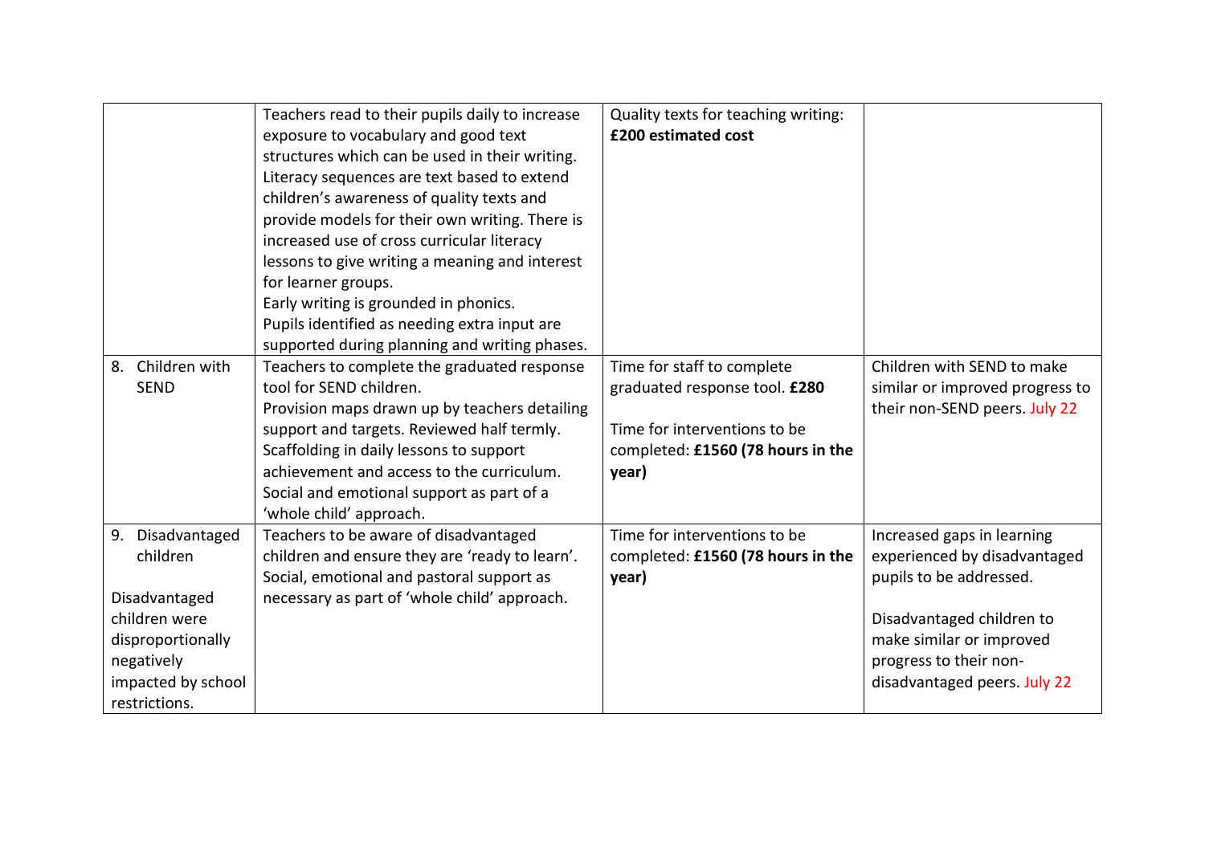| | | | |
|---|---|---|---|
| | Teachers read to their pupils daily to increase exposure to vocabulary and good text structures which can be used in their writing.<br>Literacy sequences are text based to extend children's awareness of quality texts and provide models for their own writing. There is increased use of cross curricular literacy lessons to give writing a meaning and interest for learner groups.<br>Early writing is grounded in phonics.<br>Pupils identified as needing extra input are supported during planning and writing phases. | Quality texts for teaching writing: **£200 estimated cost** | |
| 8. Children with SEND | Teachers to complete the graduated response tool for SEND children.<br>Provision maps drawn up by teachers detailing support and targets. Reviewed half termly.<br>Scaffolding in daily lessons to support achievement and access to the curriculum.<br>Social and emotional support as part of a 'whole child' approach. | Time for staff to complete graduated response tool. **£280**<br><br>Time for interventions to be completed: **£1560 (78 hours in the year)** | Children with SEND to make similar or improved progress to their non-SEND peers. July 22 |
| 9. Disadvantaged children<br><br>Disadvantaged children were disproportionally negatively impacted by school restrictions. | Teachers to be aware of disadvantaged children and ensure they are 'ready to learn'.<br>Social, emotional and pastoral support as necessary as part of 'whole child' approach. | Time for interventions to be completed: **£1560 (78 hours in the year)** | Increased gaps in learning experienced by disadvantaged pupils to be addressed.<br><br>Disadvantaged children to make similar or improved progress to their non-disadvantaged peers. July 22 |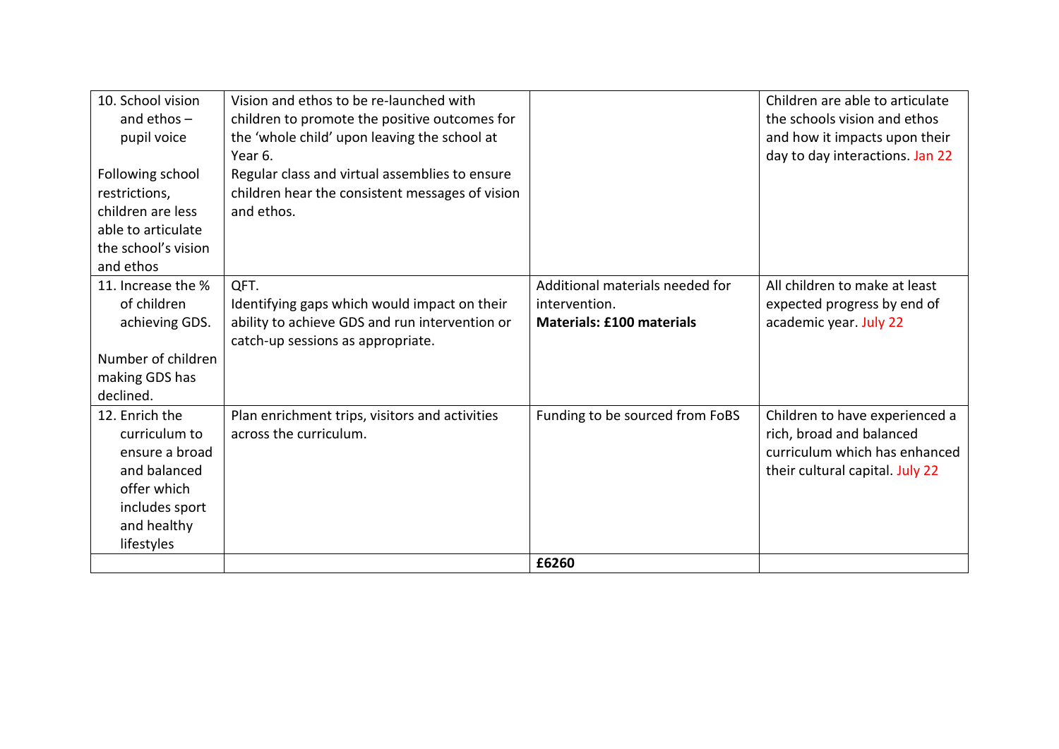| | | | |
|---|---|---|---|
| 10. School vision and ethos – pupil voice<br><br>Following school restrictions, children are less able to articulate the school's vision and ethos | Vision and ethos to be re-launched with children to promote the positive outcomes for the 'whole child' upon leaving the school at Year 6.<br>Regular class and virtual assemblies to ensure children hear the consistent messages of vision and ethos. | | Children are able to articulate the schools vision and ethos and how it impacts upon their day to day interactions. Jan 22 |
| 11. Increase the % of children achieving GDS.<br><br>Number of children making GDS has declined. | QFT.<br>Identifying gaps which would impact on their ability to achieve GDS and run intervention or catch-up sessions as appropriate. | Additional materials needed for intervention.<br>**Materials: £100 materials** | All children to make at least expected progress by end of academic year. July 22 |
| 12. Enrich the curriculum to ensure a broad and balanced offer which includes sport and healthy lifestyles | Plan enrichment trips, visitors and activities across the curriculum. | Funding to be sourced from FoBS | Children to have experienced a rich, broad and balanced curriculum which has enhanced their cultural capital. July 22 |
| | | **£6260** | |